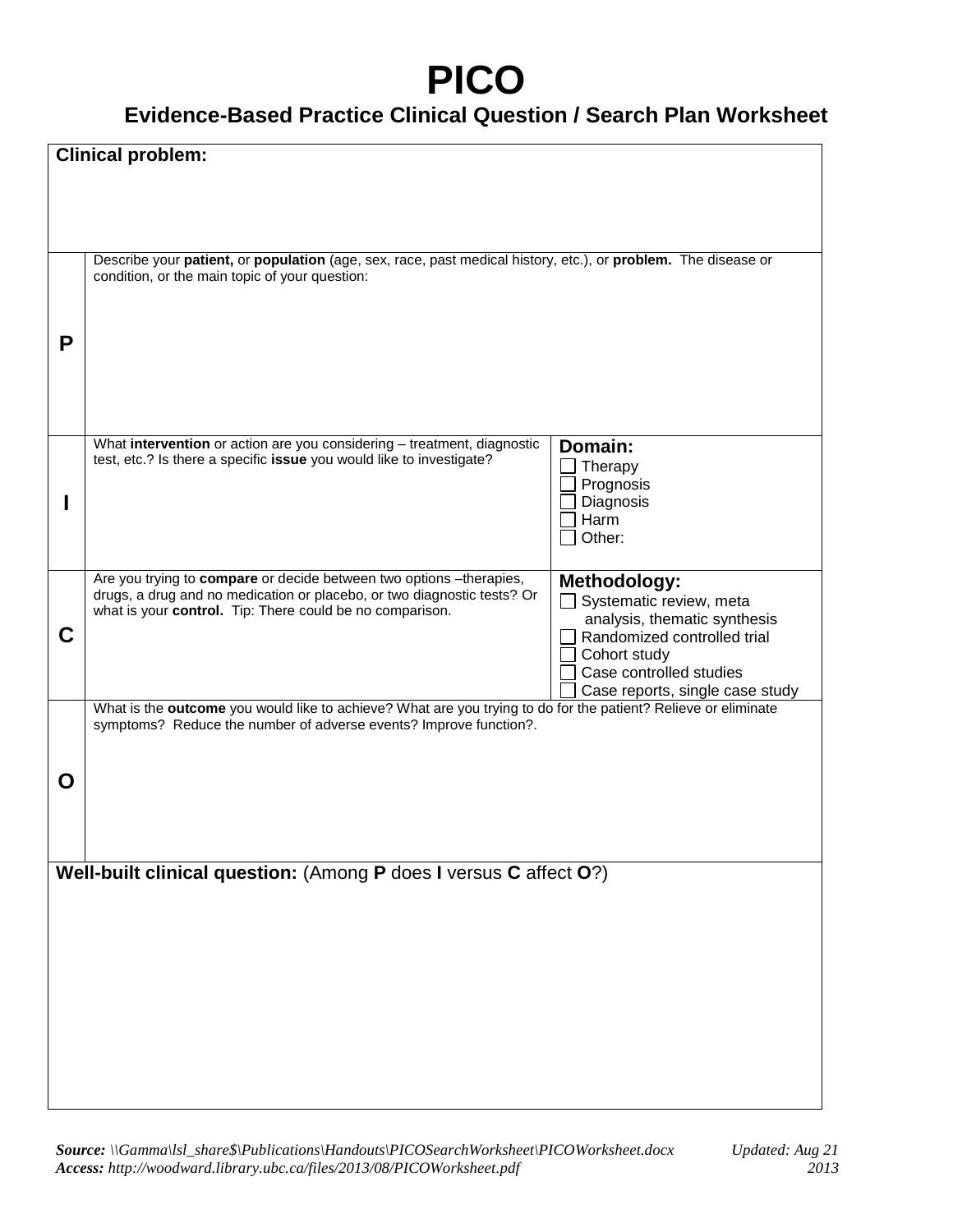# PICO

## Evidence-Based Practice Clinical Question / Search Plan Worksheet

**Clinical problem:**

| | | |
|---|---|---|
| **P** | Describe your **patient,** or **population** (age, sex, race, past medical history, etc.), or **problem.** The disease or condition, or the main topic of your question: | |
| **I** | What **intervention** or action are you considering – treatment, diagnostic test, etc.? Is there a specific **issue** you would like to investigate? | **Domain:**<br>☐ Therapy<br>☐ Prognosis<br>☐ Diagnosis<br>☐ Harm<br>☐ Other: |
| **C** | Are you trying to **compare** or decide between two options –therapies, drugs, a drug and no medication or placebo, or two diagnostic tests? Or what is your **control.** Tip: There could be no comparison. | **Methodology:**<br>☐ Systematic review, meta analysis, thematic synthesis<br>☐ Randomized controlled trial<br>☐ Cohort study<br>☐ Case controlled studies<br>☐ Case reports, single case study |
| **O** | What is the **outcome** you would like to achieve? What are you trying to do for the patient? Relieve or eliminate symptoms? Reduce the number of adverse events? Improve function?. | |

**Well-built clinical question:** (Among **P** does **I** versus **C** affect **O**?)

***Source:*** *\\Gamma\lsl_share$\Publications\Handouts\PICOSearchWorksheet\PICOWorksheet.docx* *Updated: Aug 21 2013*
***Access:*** *http://woodward.library.ubc.ca/files/2013/08/PICOWorksheet.pdf*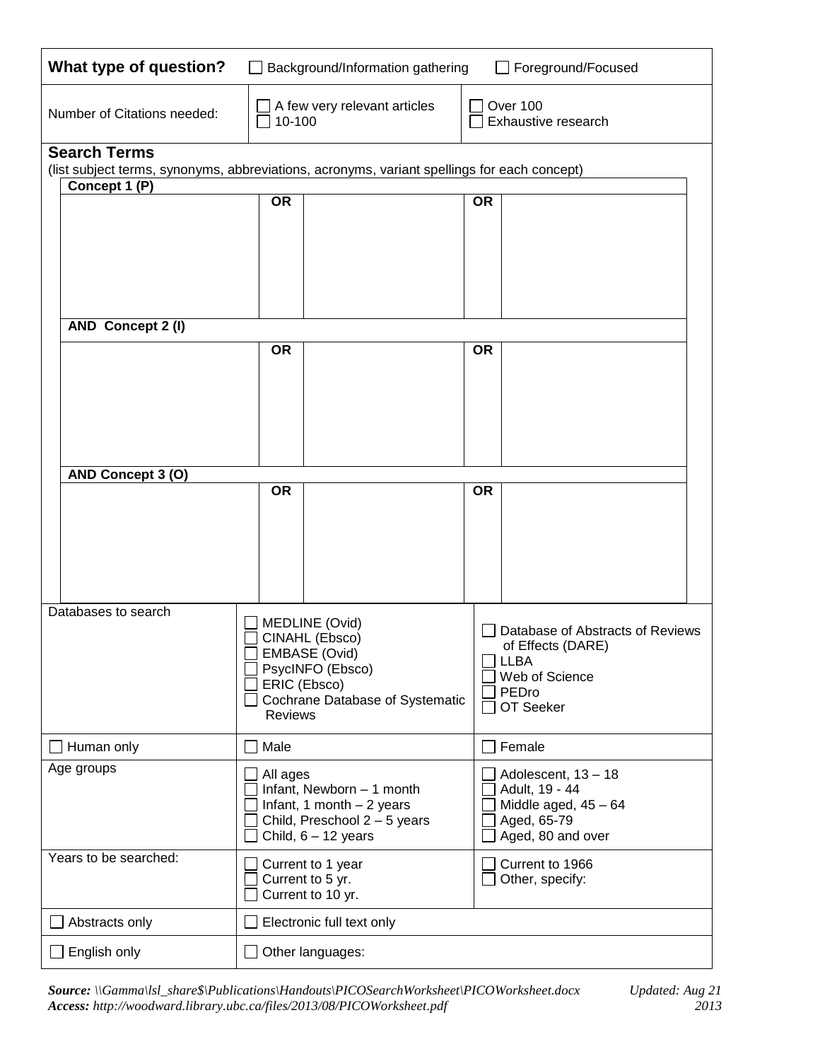| | | |
|---|---|---|
| **What type of question?** | ☐ Background/Information gathering | ☐ Foreground/Focused |
| Number of Citations needed: | ☐ A few very relevant articles<br>☐ 10-100 | ☐ Over 100<br>☐ Exhaustive research |

**Search Terms**

(list subject terms, synonyms, abbreviations, acronyms, variant spellings for each concept)

| | | | | |
|---|---|---|---|---|
| **Concept 1 (P)** | | | | |
| | **OR** | | **OR** | |
| **AND Concept 2 (I)** | | | | |
| | **OR** | | **OR** | |
| **AND Concept 3 (O)** | | | | |
| | **OR** | | **OR** | |

| | | |
|---|---|---|
| Databases to search | ☐ MEDLINE (Ovid)<br>☐ CINAHL (Ebsco)<br>☐ EMBASE (Ovid)<br>☐ PsycINFO (Ebsco)<br>☐ ERIC (Ebsco)<br>☐ Cochrane Database of Systematic Reviews | ☐ Database of Abstracts of Reviews of Effects (DARE)<br>☐ LLBA<br>☐ Web of Science<br>☐ PEDro<br>☐ OT Seeker |
| ☐ Human only | ☐ Male | ☐ Female |
| Age groups | ☐ All ages<br>☐ Infant, Newborn – 1 month<br>☐ Infant, 1 month – 2 years<br>☐ Child, Preschool 2 – 5 years<br>☐ Child, 6 – 12 years | ☐ Adolescent, 13 – 18<br>☐ Adult, 19 - 44<br>☐ Middle aged, 45 – 64<br>☐ Aged, 65-79<br>☐ Aged, 80 and over |
| Years to be searched: | ☐ Current to 1 year<br>☐ Current to 5 yr.<br>☐ Current to 10 yr. | ☐ Current to 1966<br>☐ Other, specify: |
| ☐ Abstracts only | ☐ Electronic full text only | |
| ☐ English only | ☐ Other languages: | |

***Source:*** *\\Gamma\lsl_share$\Publications\Handouts\PICOSearchWorksheet\PICOWorksheet.docx* *Updated: Aug 21 2013*
***Access:*** *http://woodward.library.ubc.ca/files/2013/08/PICOWorksheet.pdf*